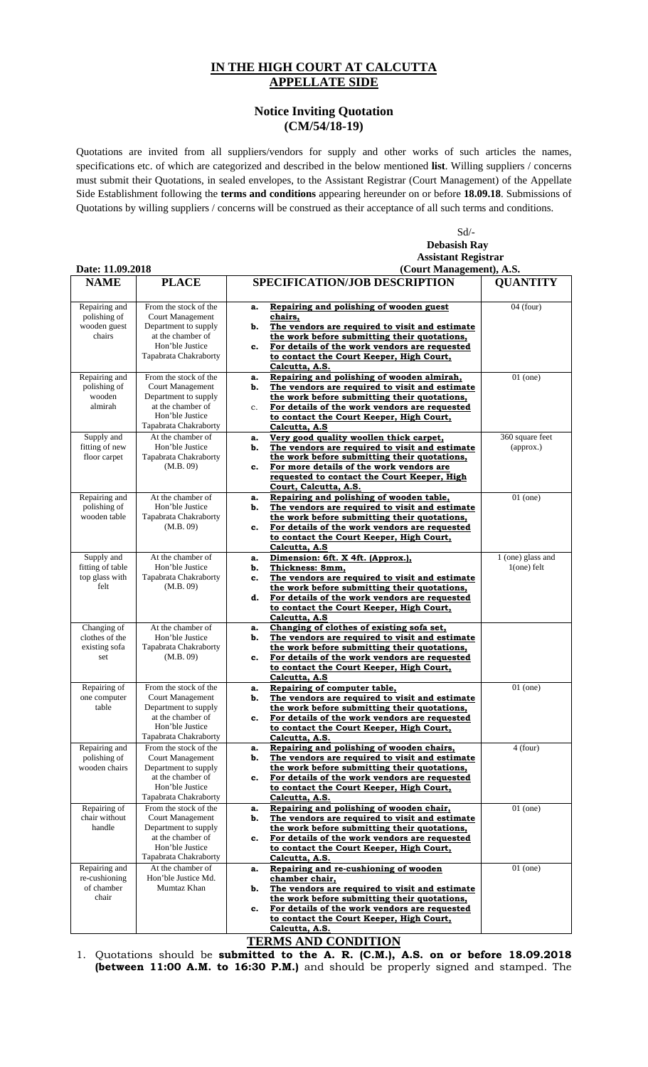# IN THE HIGH COURT AT CALCUTTA
## APPELLATE SIDE

### Notice Inviting Quotation
### (CM/54/18-19)

Quotations are invited from all suppliers/vendors for supply and other works of such articles the names, specifications etc. of which are categorized and described in the below mentioned **list**. Willing suppliers / concerns must submit their Quotations, in sealed envelopes, to the Assistant Registrar (Court Management) of the Appellate Side Establishment following the **terms and conditions** appearing hereunder on or before **18.09.18**. Submissions of Quotations by willing suppliers / concerns will be construed as their acceptance of all such terms and conditions.

Sd/-
**Debasish Ray**
**Assistant Registrar**
**(Court Management), A.S.**

**Date: 11.09.2018**

| NAME | PLACE | SPECIFICATION/JOB DESCRIPTION | QUANTITY |
|---|---|---|---|
| Repairing and polishing of wooden guest chairs | From the stock of the Court Management Department to supply at the chamber of Hon'ble Justice Tapabrata Chakraborty | **a. Repairing and polishing of wooden guest chairs,** **b. The vendors are required to visit and estimate the work before submitting their quotations,** **c. For details of the work vendors are requested to contact the Court Keeper, High Court, Calcutta, A.S.** | 04 (four) |
| Repairing and polishing of wooden almirah | From the stock of the Court Management Department to supply at the chamber of Hon'ble Justice Tapabrata Chakraborty | **a. Repairing and polishing of wooden almirah,** **b. The vendors are required to visit and estimate the work before submitting their quotations,** c. **For details of the work vendors are requested to contact the Court Keeper, High Court, Calcutta, A.S** | 01 (one) |
| Supply and fitting of new floor carpet | At the chamber of Hon'ble Justice Tapabrata Chakraborty (M.B. 09) | **a. Very good quality woollen thick carpet,** **b. The vendors are required to visit and estimate the work before submitting their quotations,** **c. For more details of the work vendors are requested to contact the Court Keeper, High Court, Calcutta, A.S.** | 360 square feet (approx.) |
| Repairing and polishing of wooden table | At the chamber of Hon'ble Justice Tapabrata Chakraborty (M.B. 09) | **a. Repairing and polishing of wooden table,** **b. The vendors are required to visit and estimate the work before submitting their quotations,** **c. For details of the work vendors are requested to contact the Court Keeper, High Court, Calcutta, A.S** | 01 (one) |
| Supply and fitting of table top glass with felt | At the chamber of Hon'ble Justice Tapabrata Chakraborty (M.B. 09) | **a. Dimension: 6ft. X 4ft. (Approx.),** **b. Thickness: 8mm,** **c. The vendors are required to visit and estimate the work before submitting their quotations,** **d. For details of the work vendors are requested to contact the Court Keeper, High Court, Calcutta, A.S** | 1 (one) glass and 1(one) felt |
| Changing of clothes of the existing sofa set | At the chamber of Hon'ble Justice Tapabrata Chakraborty (M.B. 09) | **a. Changing of clothes of existing sofa set,** **b. The vendors are required to visit and estimate the work before submitting their quotations,** **c. For details of the work vendors are requested to contact the Court Keeper, High Court, Calcutta, A.S** | |
| Repairing of one computer table | From the stock of the Court Management Department to supply at the chamber of Hon'ble Justice Tapabrata Chakraborty | **a. Repairing of computer table,** **b. The vendors are required to visit and estimate the work before submitting their quotations,** **c. For details of the work vendors are requested to contact the Court Keeper, High Court, Calcutta, A.S.** | 01 (one) |
| Repairing and polishing of wooden chairs | From the stock of the Court Management Department to supply at the chamber of Hon'ble Justice Tapabrata Chakraborty | **a. Repairing and polishing of wooden chairs,** **b. The vendors are required to visit and estimate the work before submitting their quotations,** **c. For details of the work vendors are requested to contact the Court Keeper, High Court, Calcutta, A.S.** | 4 (four) |
| Repairing of chair without handle | From the stock of the Court Management Department to supply at the chamber of Hon'ble Justice Tapabrata Chakraborty | **a. Repairing and polishing of wooden chair,** **b. The vendors are required to visit and estimate the work before submitting their quotations,** **c. For details of the work vendors are requested to contact the Court Keeper, High Court, Calcutta, A.S.** | 01 (one) |
| Repairing and re-cushioning of chamber chair | At the chamber of Hon'ble Justice Md. Mumtaz Khan | **a. Repairing and re-cushioning of wooden chamber chair,** **b. The vendors are required to visit and estimate the work before submitting their quotations,** **c. For details of the work vendors are requested to contact the Court Keeper, High Court, Calcutta, A.S.** | 01 (one) |

## TERMS AND CONDITION

1. Quotations should be **submitted to the A. R. (C.M.), A.S. on or before 18.09.2018 (between 11:00 A.M. to 16:30 P.M.)** and should be properly signed and stamped. The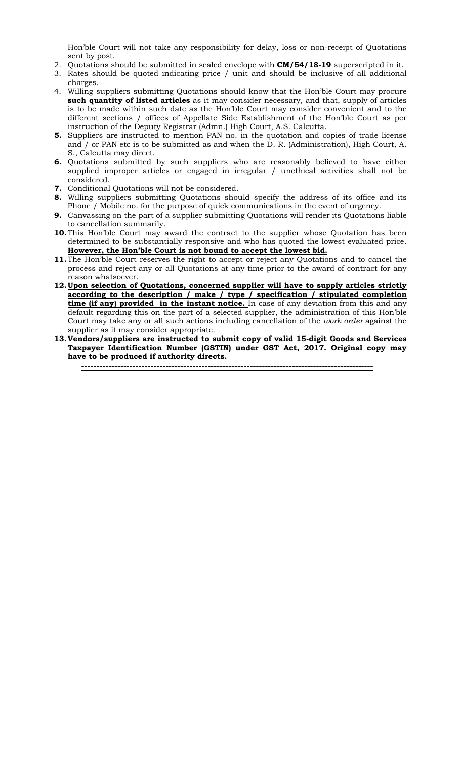Hon'ble Court will not take any responsibility for delay, loss or non-receipt of Quotations sent by post.

2. Quotations should be submitted in sealed envelope with **CM/54/18-19** superscripted in it.
3. Rates should be quoted indicating price / unit and should be inclusive of all additional charges.
4. Willing suppliers submitting Quotations should know that the Hon'ble Court may procure **<u>such quantity of listed articles</u>** as it may consider necessary, and that, supply of articles is to be made within such date as the Hon'ble Court may consider convenient and to the different sections / offices of Appellate Side Establishment of the Hon'ble Court as per instruction of the Deputy Registrar (Admn.) High Court, A.S. Calcutta.
5. Suppliers are instructed to mention PAN no. in the quotation and copies of trade license and / or PAN etc is to be submitted as and when the D. R. (Administration), High Court, A. S., Calcutta may direct.
6. Quotations submitted by such suppliers who are reasonably believed to have either supplied improper articles or engaged in irregular / unethical activities shall not be considered.
7. Conditional Quotations will not be considered.
8. Willing suppliers submitting Quotations should specify the address of its office and its Phone / Mobile no. for the purpose of quick communications in the event of urgency.
9. Canvassing on the part of a supplier submitting Quotations will render its Quotations liable to cancellation summarily.
10. This Hon'ble Court may award the contract to the supplier whose Quotation has been determined to be substantially responsive and who has quoted the lowest evaluated price. **<u>However, the Hon'ble Court is not bound to accept the lowest bid.</u>**
11. The Hon'ble Court reserves the right to accept or reject any Quotations and to cancel the process and reject any or all Quotations at any time prior to the award of contract for any reason whatsoever.
12. **<u>Upon selection of Quotations, concerned supplier will have to supply articles strictly according to the description / make / type / specification / stipulated completion time (if any) provided in the instant notice.</u>** In case of any deviation from this and any default regarding this on the part of a selected supplier, the administration of this Hon'ble Court may take any or all such actions including cancellation of the *work order* against the supplier as it may consider appropriate.
13. **Vendors/suppliers are instructed to submit copy of valid 15-digit Goods and Services Taxpayer Identification Number (GSTIN) under GST Act, 2017. Original copy may have to be produced if authority directs.**

---